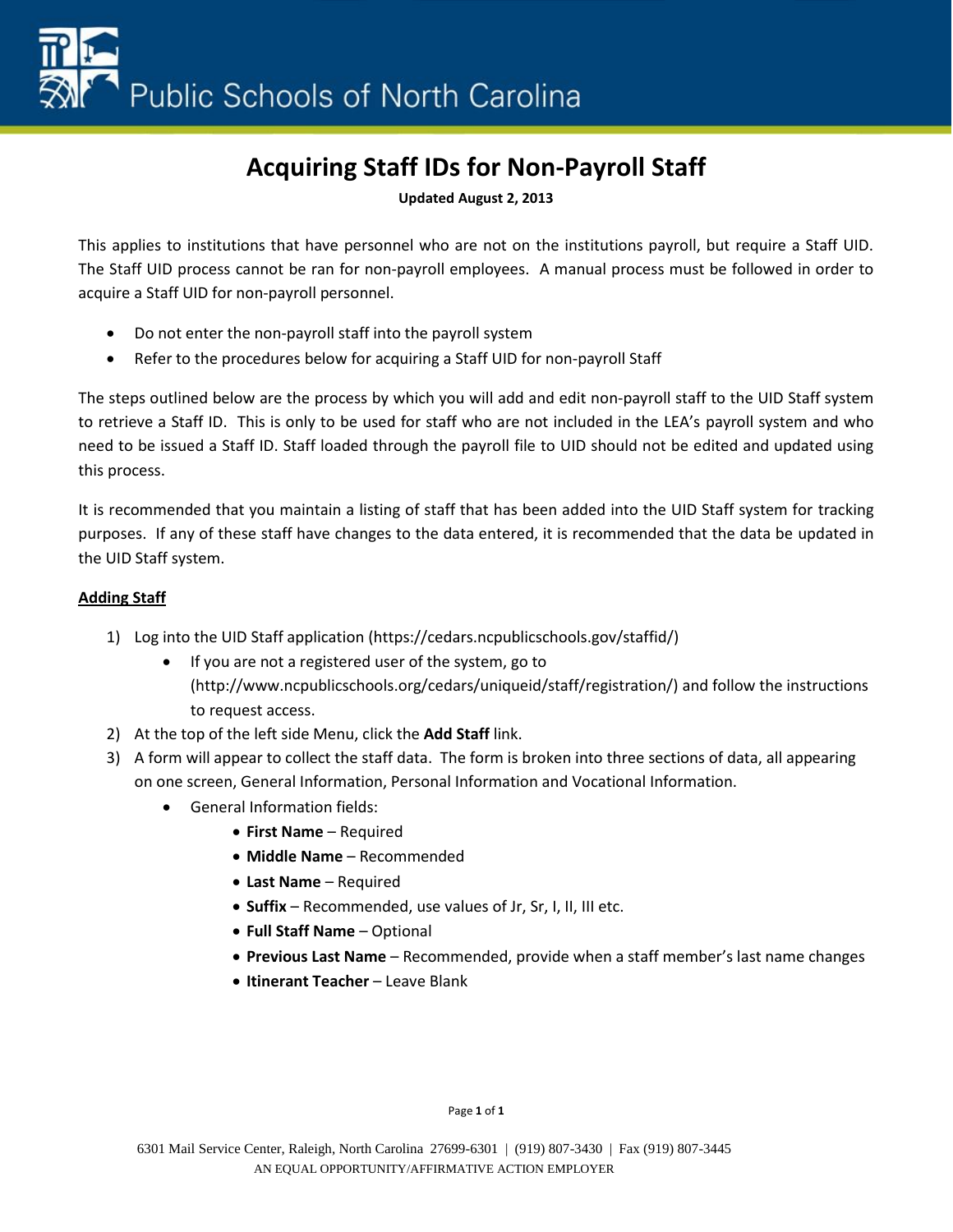# Acquiring Staff IDs for Non-Payroll Staff

**Updated August 2, 2013**

This applies to institutions that have personnel who are not on the institutions payroll, but require a Staff UID. The Staff UID process cannot be ran for non-payroll employees. A manual process must be followed in order to acquire a Staff UID for non-payroll personnel.

- Do not enter the non-payroll staff into the payroll system
- Refer to the procedures below for acquiring a Staff UID for non-payroll Staff

The steps outlined below are the process by which you will add and edit non-payroll staff to the UID Staff system to retrieve a Staff ID. This is only to be used for staff who are not included in the LEA's payroll system and who need to be issued a Staff ID. Staff loaded through the payroll file to UID should not be edited and updated using this process.

It is recommended that you maintain a listing of staff that has been added into the UID Staff system for tracking purposes. If any of these staff have changes to the data entered, it is recommended that the data be updated in the UID Staff system.

## Adding Staff

1) Log into the UID Staff application (https://cedars.ncpublicschools.gov/staffid/)
   - If you are not a registered user of the system, go to (http://www.ncpublicschools.org/cedars/uniqueid/staff/registration/) and follow the instructions to request access.
2) At the top of the left side Menu, click the **Add Staff** link.
3) A form will appear to collect the staff data. The form is broken into three sections of data, all appearing on one screen, General Information, Personal Information and Vocational Information.
   - General Information fields:
     - **First Name** – Required
     - **Middle Name** – Recommended
     - **Last Name** – Required
     - **Suffix** – Recommended, use values of Jr, Sr, I, II, III etc.
     - **Full Staff Name** – Optional
     - **Previous Last Name** – Recommended, provide when a staff member's last name changes
     - **Itinerant Teacher** – Leave Blank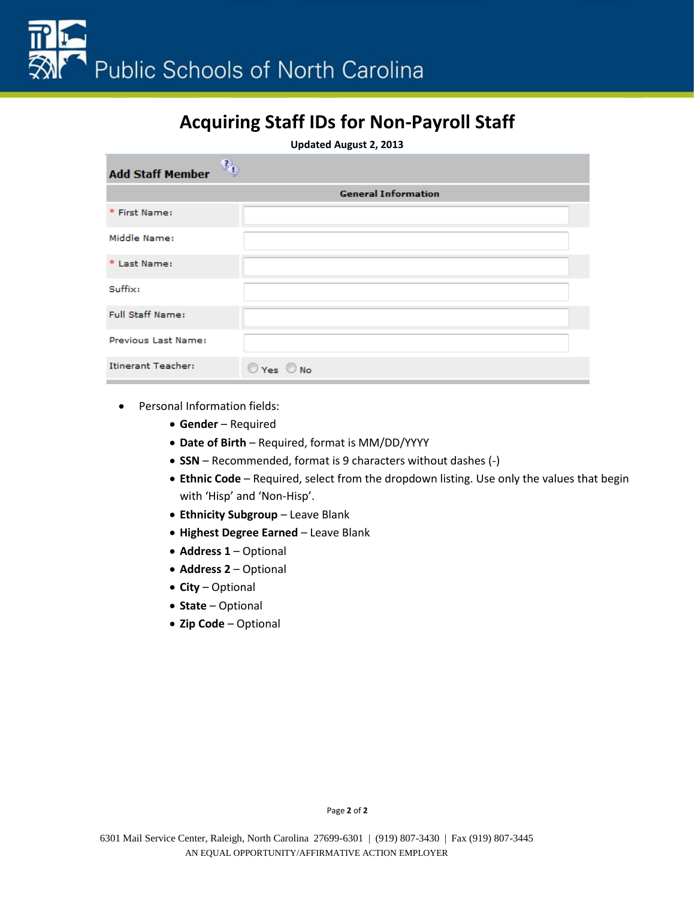# Acquiring Staff IDs for Non-Payroll Staff

**Updated August 2, 2013**

| **Add Staff Member** | |
|---|---|
| **General Information** | |
| * First Name: | |
| Middle Name: | |
| * Last Name: | |
| Suffix: | |
| Full Staff Name: | |
| Previous Last Name: | |
| Itinerant Teacher: | ○ Yes ○ No |

- Personal Information fields:
  - **Gender** – Required
  - **Date of Birth** – Required, format is MM/DD/YYYY
  - **SSN** – Recommended, format is 9 characters without dashes (-)
  - **Ethnic Code** – Required, select from the dropdown listing. Use only the values that begin with 'Hisp' and 'Non-Hisp'.
  - **Ethnicity Subgroup** – Leave Blank
  - **Highest Degree Earned** – Leave Blank
  - **Address 1** – Optional
  - **Address 2** – Optional
  - **City** – Optional
  - **State** – Optional
  - **Zip Code** – Optional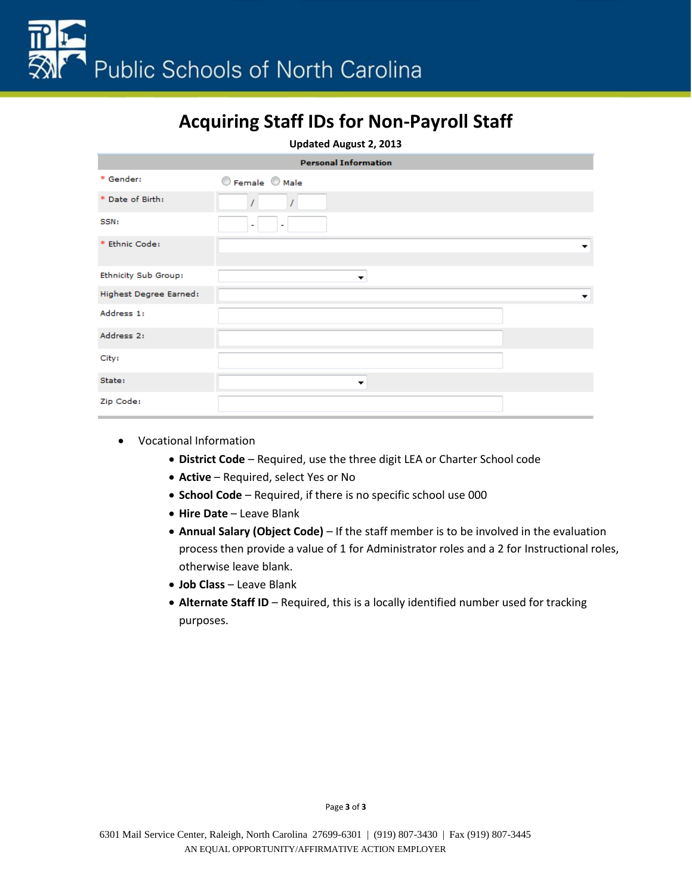# Acquiring Staff IDs for Non-Payroll Staff

**Updated August 2, 2013**

| Personal Information | |
|---|---|
| * Gender: | ◯ Female ◯ Male |
| * Date of Birth: | / / |
| SSN: | - - |
| * Ethnic Code: | |
| Ethnicity Sub Group: | |
| Highest Degree Earned: | |
| Address 1: | |
| Address 2: | |
| City: | |
| State: | |
| Zip Code: | |

- Vocational Information
  - **District Code** – Required, use the three digit LEA or Charter School code
  - **Active** – Required, select Yes or No
  - **School Code** – Required, if there is no specific school use 000
  - **Hire Date** – Leave Blank
  - **Annual Salary (Object Code)** – If the staff member is to be involved in the evaluation process then provide a value of 1 for Administrator roles and a 2 for Instructional roles, otherwise leave blank.
  - **Job Class** – Leave Blank
  - **Alternate Staff ID** – Required, this is a locally identified number used for tracking purposes.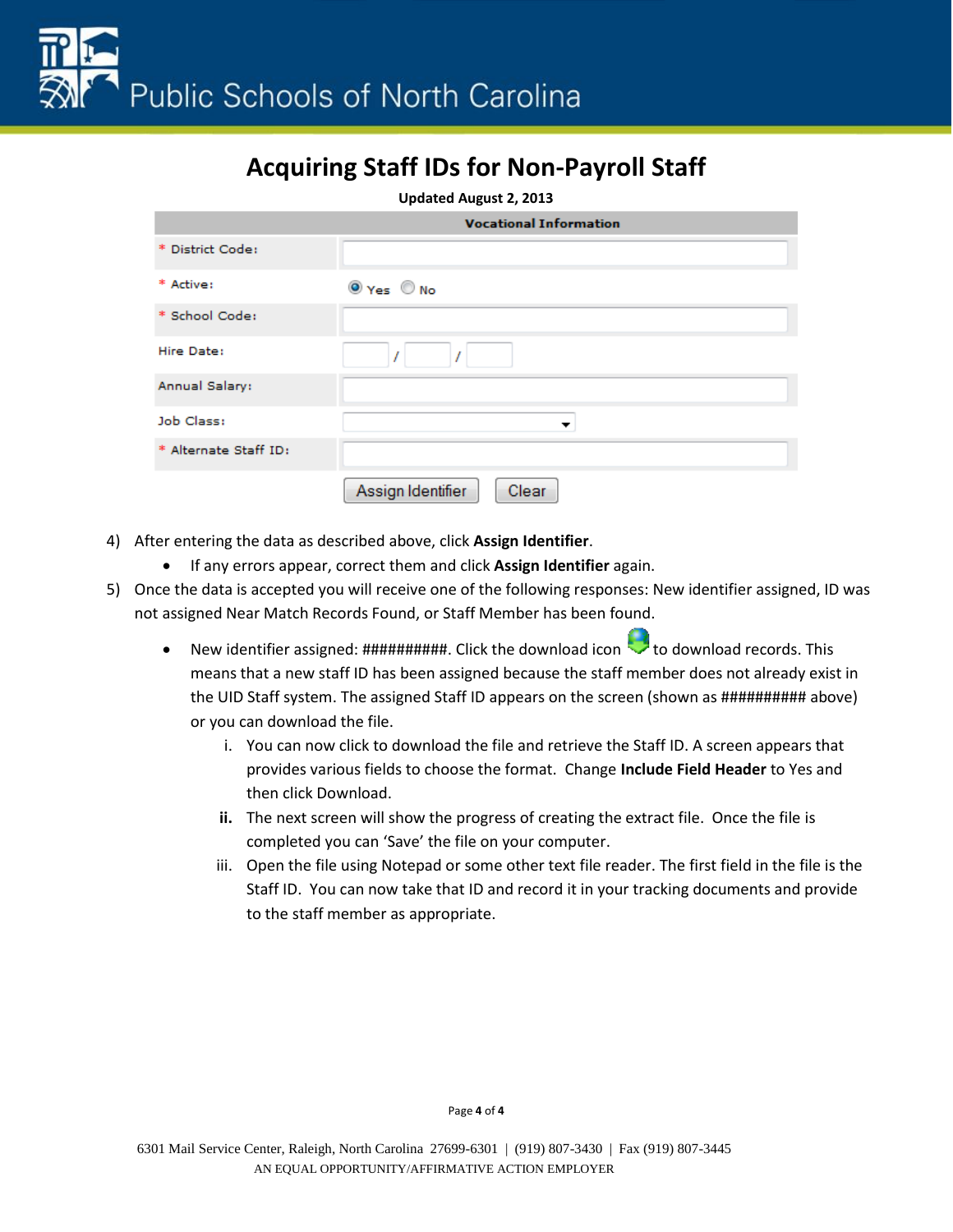# Acquiring Staff IDs for Non-Payroll Staff

**Updated August 2, 2013**

| Vocational Information | |
|---|---|
| * District Code: | |
| * Active: | ◉ Yes ○ No |
| * School Code: | |
| Hire Date: | / / |
| Annual Salary: | |
| Job Class: | |
| * Alternate Staff ID: | |

Assign Identifier | Clear

4) After entering the data as described above, click **Assign Identifier**.
    - If any errors appear, correct them and click **Assign Identifier** again.
5) Once the data is accepted you will receive one of the following responses: New identifier assigned, ID was not assigned Near Match Records Found, or Staff Member has been found.
    - New identifier assigned: ##########. Click the download icon to download records. This means that a new staff ID has been assigned because the staff member does not already exist in the UID Staff system. The assigned Staff ID appears on the screen (shown as ########## above) or you can download the file.
        1. You can now click to download the file and retrieve the Staff ID. A screen appears that provides various fields to choose the format. Change **Include Field Header** to Yes and then click Download.
        2. The next screen will show the progress of creating the extract file. Once the file is completed you can 'Save' the file on your computer.
        3. Open the file using Notepad or some other text file reader. The first field in the file is the Staff ID. You can now take that ID and record it in your tracking documents and provide to the staff member as appropriate.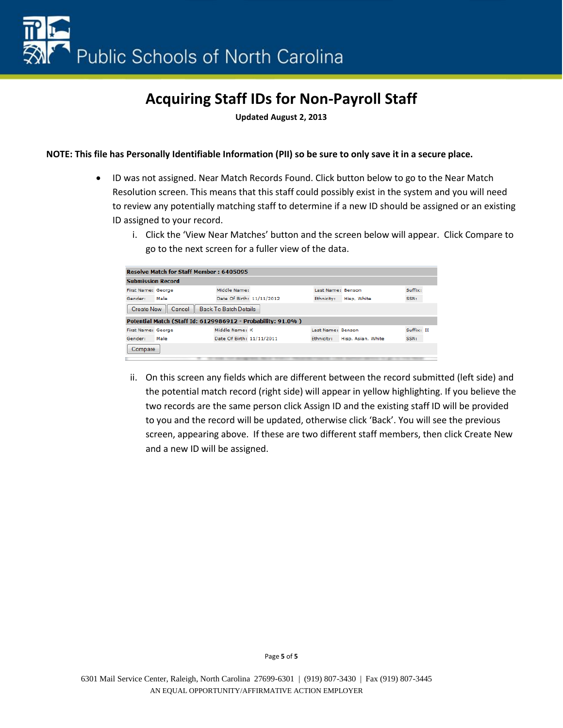# Acquiring Staff IDs for Non-Payroll Staff

**Updated August 2, 2013**

**NOTE: This file has Personally Identifiable Information (PII) so be sure to only save it in a secure place.**

- ID was not assigned. Near Match Records Found. Click button below to go to the Near Match Resolution screen. This means that this staff could possibly exist in the system and you will need to review any potentially matching staff to determine if a new ID should be assigned or an existing ID assigned to your record.
    - i. Click the 'View Near Matches' button and the screen below will appear. Click Compare to go to the next screen for a fuller view of the data.

| Resolve Match for Staff Member : 6405095 | | | | | | | |
|---|---|---|---|---|---|---|---|
| **Submission Record** | | | | | | | |
| First Name: | George | Middle Name: | | Last Name: | Benson | Suffix: | |
| Gender: | Male | Date Of Birth: | 11/11/2012 | Ethnicity: | Hisp, White | SSN: | |
| Create New | Cancel | Back To Batch Details | | | | | |
| **Potential Match (Staff Id: 6129986912 - Probability: 91.0% )** | | | | | | | |
| First Name: | George | Middle Name: | K | Last Name: | Benson | Suffix: | II |
| Gender: | Male | Date Of Birth: | 11/11/2011 | Ethnicity: | Hisp, Asian, White | SSN: | |
| Compare | | | | | | | |

    - ii. On this screen any fields which are different between the record submitted (left side) and the potential match record (right side) will appear in yellow highlighting. If you believe the two records are the same person click Assign ID and the existing staff ID will be provided to you and the record will be updated, otherwise click 'Back'. You will see the previous screen, appearing above. If these are two different staff members, then click Create New and a new ID will be assigned.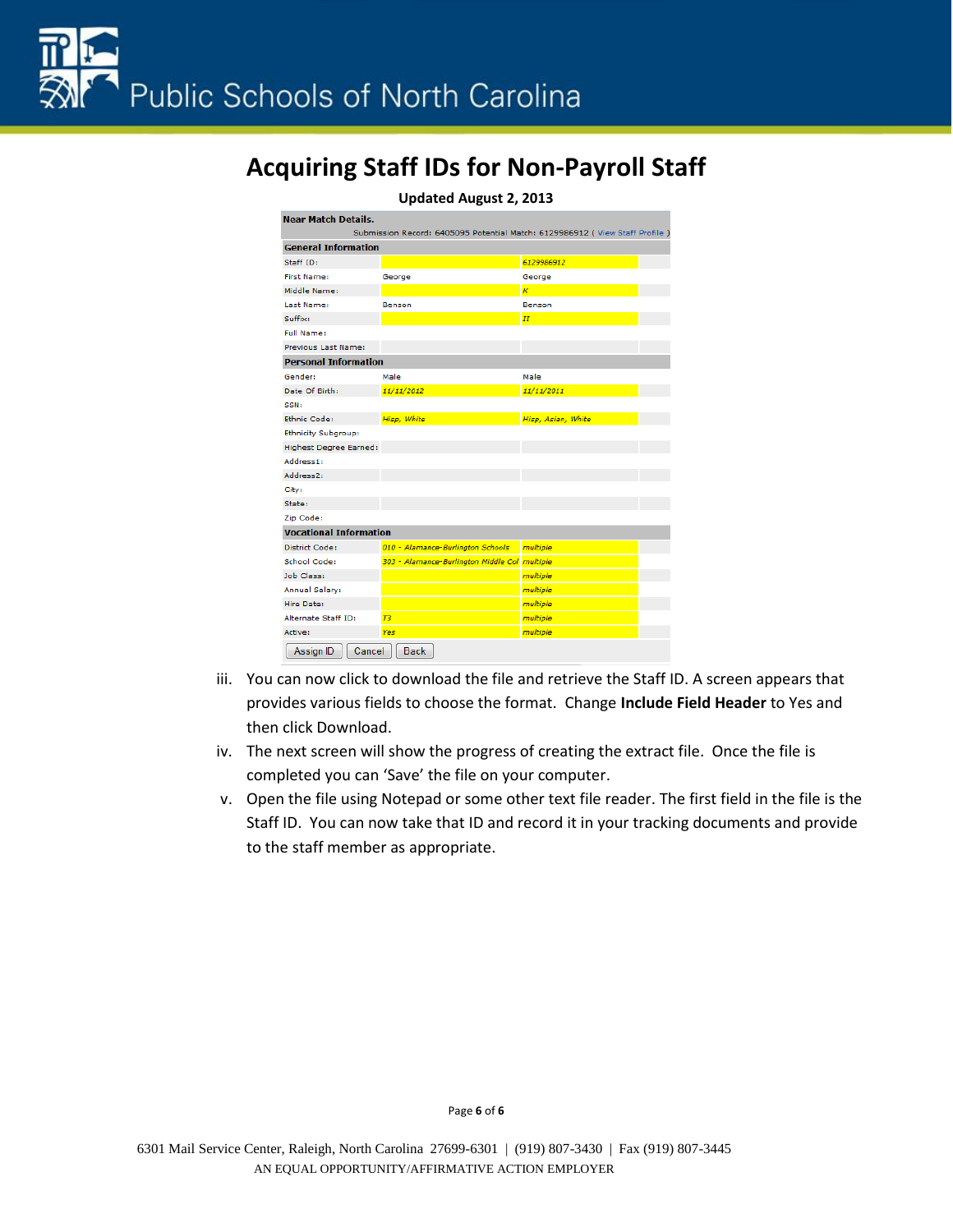# Acquiring Staff IDs for Non-Payroll Staff

**Updated August 2, 2013**

**Near Match Details.**

Submission Record: 6405095 Potential Match: 6129986912 ( View Staff Profile )

| **General Information** | | | |
|---|---|---|---|
| Staff ID: | | 6129986912 | |
| First Name: | George | George | |
| Middle Name: | | K | |
| Last Name: | Benson | Benson | |
| Suffix: | | II | |
| Full Name: | | | |
| Previous Last Name: | | | |
| **Personal Information** | | | |
| Gender: | Male | Male | |
| Date Of Birth: | 11/11/2012 | 11/11/2011 | |
| SSN: | | | |
| Ethnic Code: | Hisp, White | Hisp, Asian, White | |
| Ethnicity Subgroup: | | | |
| Highest Degree Earned: | | | |
| Address1: | | | |
| Address2: | | | |
| City: | | | |
| State: | | | |
| Zip Code: | | | |
| **Vocational Information** | | | |
| District Code: | 010 - Alamance-Burlington Schools | multiple | |
| School Code: | 303 - Alamance-Burlington Middle Col | multiple | |
| Job Class: | | multiple | |
| Annual Salary: | | multiple | |
| Hire Date: | | multiple | |
| Alternate Staff ID: | T3 | multiple | |
| Active: | Yes | multiple | |

Assign ID | Cancel | Back

iii. You can now click to download the file and retrieve the Staff ID. A screen appears that provides various fields to choose the format. Change **Include Field Header** to Yes and then click Download.

iv. The next screen will show the progress of creating the extract file. Once the file is completed you can 'Save' the file on your computer.

v. Open the file using Notepad or some other text file reader. The first field in the file is the Staff ID. You can now take that ID and record it in your tracking documents and provide to the staff member as appropriate.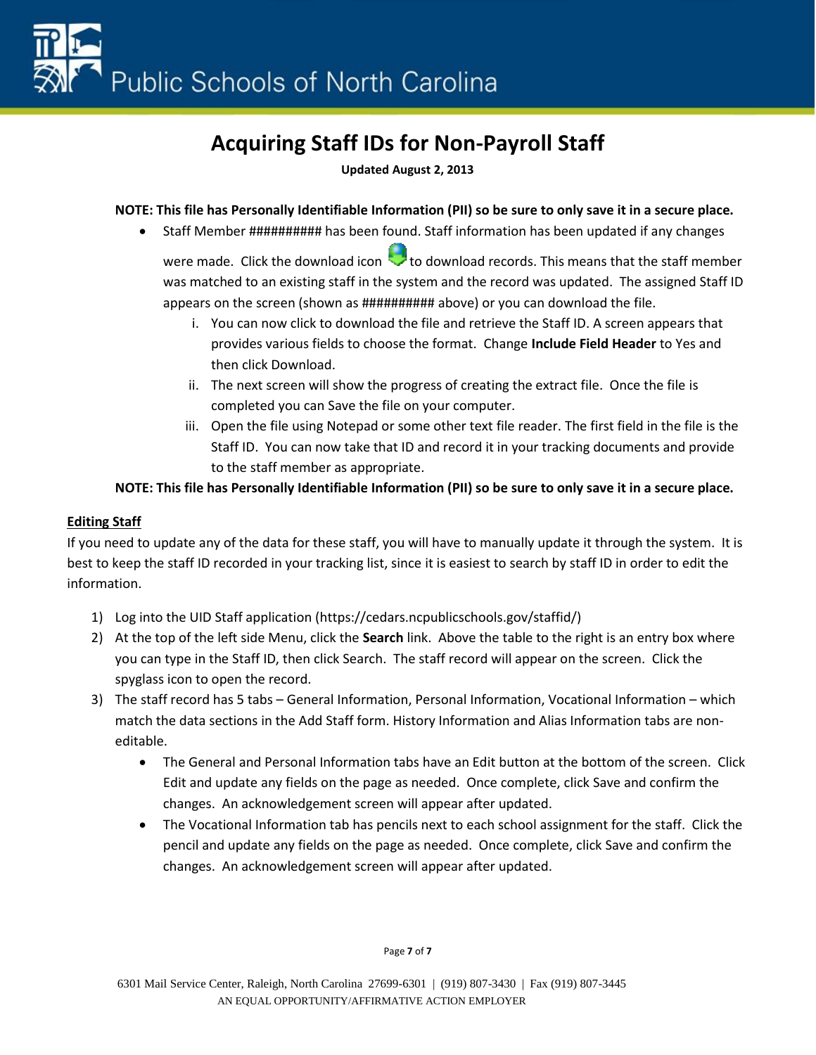# Acquiring Staff IDs for Non-Payroll Staff

**Updated August 2, 2013**

**NOTE: This file has Personally Identifiable Information (PII) so be sure to only save it in a secure place.**

- Staff Member ########## has been found. Staff information has been updated if any changes were made. Click the download icon to download records. This means that the staff member was matched to an existing staff in the system and the record was updated. The assigned Staff ID appears on the screen (shown as ########## above) or you can download the file.
    i. You can now click to download the file and retrieve the Staff ID. A screen appears that provides various fields to choose the format. Change **Include Field Header** to Yes and then click Download.
    ii. The next screen will show the progress of creating the extract file. Once the file is completed you can Save the file on your computer.
    iii. Open the file using Notepad or some other text file reader. The first field in the file is the Staff ID. You can now take that ID and record it in your tracking documents and provide to the staff member as appropriate.

**NOTE: This file has Personally Identifiable Information (PII) so be sure to only save it in a secure place.**

## Editing Staff

If you need to update any of the data for these staff, you will have to manually update it through the system. It is best to keep the staff ID recorded in your tracking list, since it is easiest to search by staff ID in order to edit the information.

1) Log into the UID Staff application (https://cedars.ncpublicschools.gov/staffid/)
2) At the top of the left side Menu, click the **Search** link. Above the table to the right is an entry box where you can type in the Staff ID, then click Search. The staff record will appear on the screen. Click the spyglass icon to open the record.
3) The staff record has 5 tabs – General Information, Personal Information, Vocational Information – which match the data sections in the Add Staff form. History Information and Alias Information tabs are non-editable.
    - The General and Personal Information tabs have an Edit button at the bottom of the screen. Click Edit and update any fields on the page as needed. Once complete, click Save and confirm the changes. An acknowledgement screen will appear after updated.
    - The Vocational Information tab has pencils next to each school assignment for the staff. Click the pencil and update any fields on the page as needed. Once complete, click Save and confirm the changes. An acknowledgement screen will appear after updated.